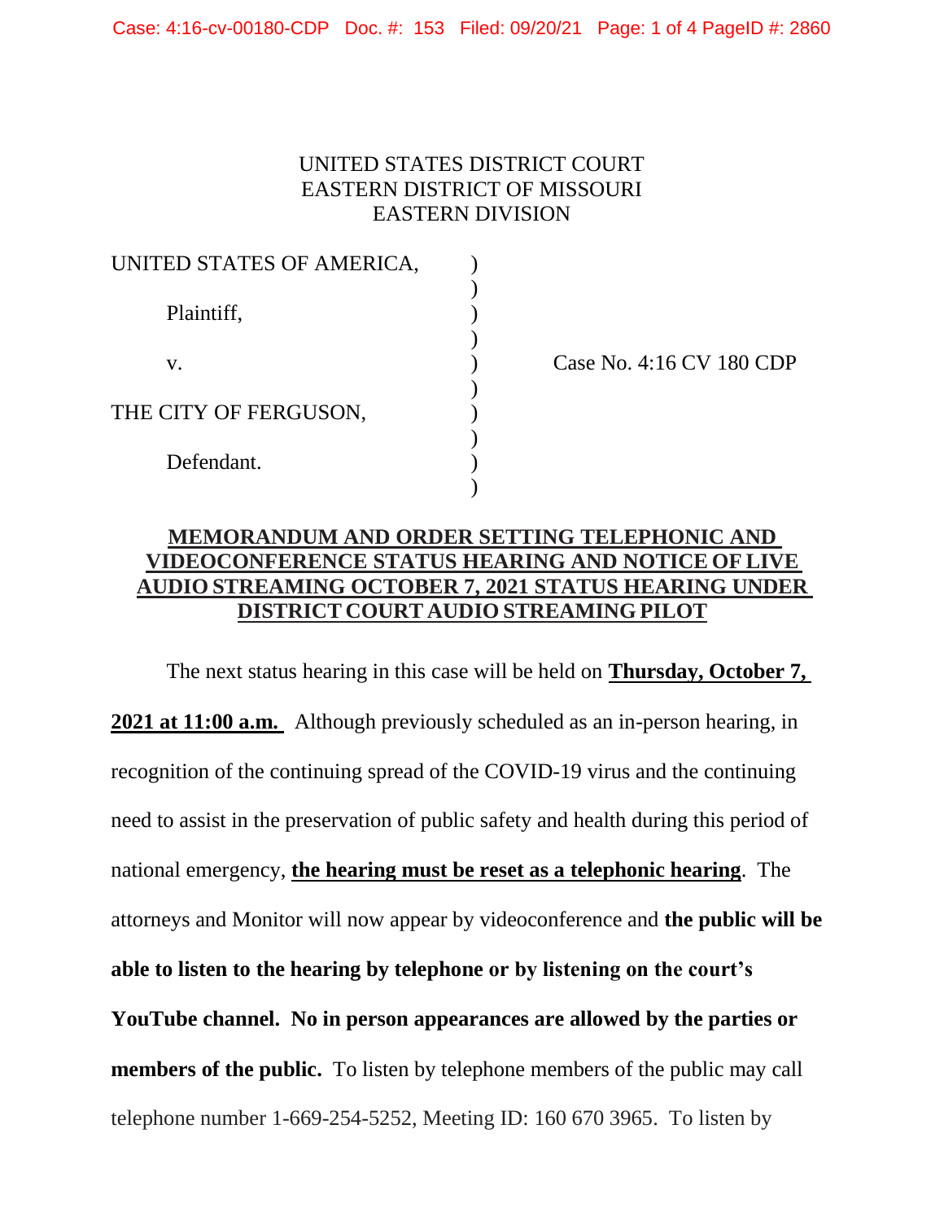UNITED STATES DISTRICT COURT
EASTERN DISTRICT OF MISSOURI
EASTERN DIVISION

| | | |
|---|---|---|
| UNITED STATES OF AMERICA, | ) | |
| Plaintiff, | ) | |
| v. | ) | Case No. 4:16 CV 180 CDP |
| THE CITY OF FERGUSON, | ) | |
| Defendant. | ) | |

**MEMORANDUM AND ORDER SETTING TELEPHONIC AND VIDEOCONFERENCE STATUS HEARING AND NOTICE OF LIVE AUDIO STREAMING OCTOBER 7, 2021 STATUS HEARING UNDER DISTRICT COURT AUDIO STREAMING PILOT**

The next status hearing in this case will be held on **Thursday, October 7, 2021 at 11:00 a.m.** Although previously scheduled as an in-person hearing, in recognition of the continuing spread of the COVID-19 virus and the continuing need to assist in the preservation of public safety and health during this period of national emergency, **the hearing must be reset as a telephonic hearing**. The attorneys and Monitor will now appear by videoconference and **the public will be able to listen to the hearing by telephone or by listening on the court's YouTube channel. No in person appearances are allowed by the parties or members of the public.** To listen by telephone members of the public may call telephone number 1-669-254-5252, Meeting ID: 160 670 3965. To listen by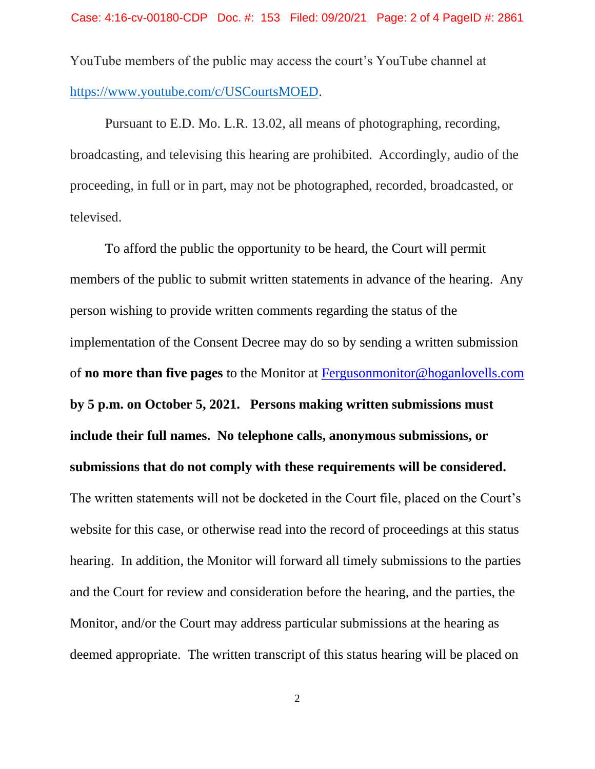YouTube members of the public may access the court's YouTube channel at [https://www.youtube.com/c/USCourtsMOED](https://www.youtube.com/c/USCourtsMOED).

Pursuant to E.D. Mo. L.R. 13.02, all means of photographing, recording, broadcasting, and televising this hearing are prohibited. Accordingly, audio of the proceeding, in full or in part, may not be photographed, recorded, broadcasted, or televised.

To afford the public the opportunity to be heard, the Court will permit members of the public to submit written statements in advance of the hearing. Any person wishing to provide written comments regarding the status of the implementation of the Consent Decree may do so by sending a written submission of **no more than five pages** to the Monitor at [Fergusonmonitor@hoganlovells.com](mailto:Fergusonmonitor@hoganlovells.com) **by 5 p.m. on October 5, 2021. Persons making written submissions must include their full names. No telephone calls, anonymous submissions, or submissions that do not comply with these requirements will be considered.** The written statements will not be docketed in the Court file, placed on the Court's website for this case, or otherwise read into the record of proceedings at this status hearing. In addition, the Monitor will forward all timely submissions to the parties and the Court for review and consideration before the hearing, and the parties, the Monitor, and/or the Court may address particular submissions at the hearing as deemed appropriate. The written transcript of this status hearing will be placed on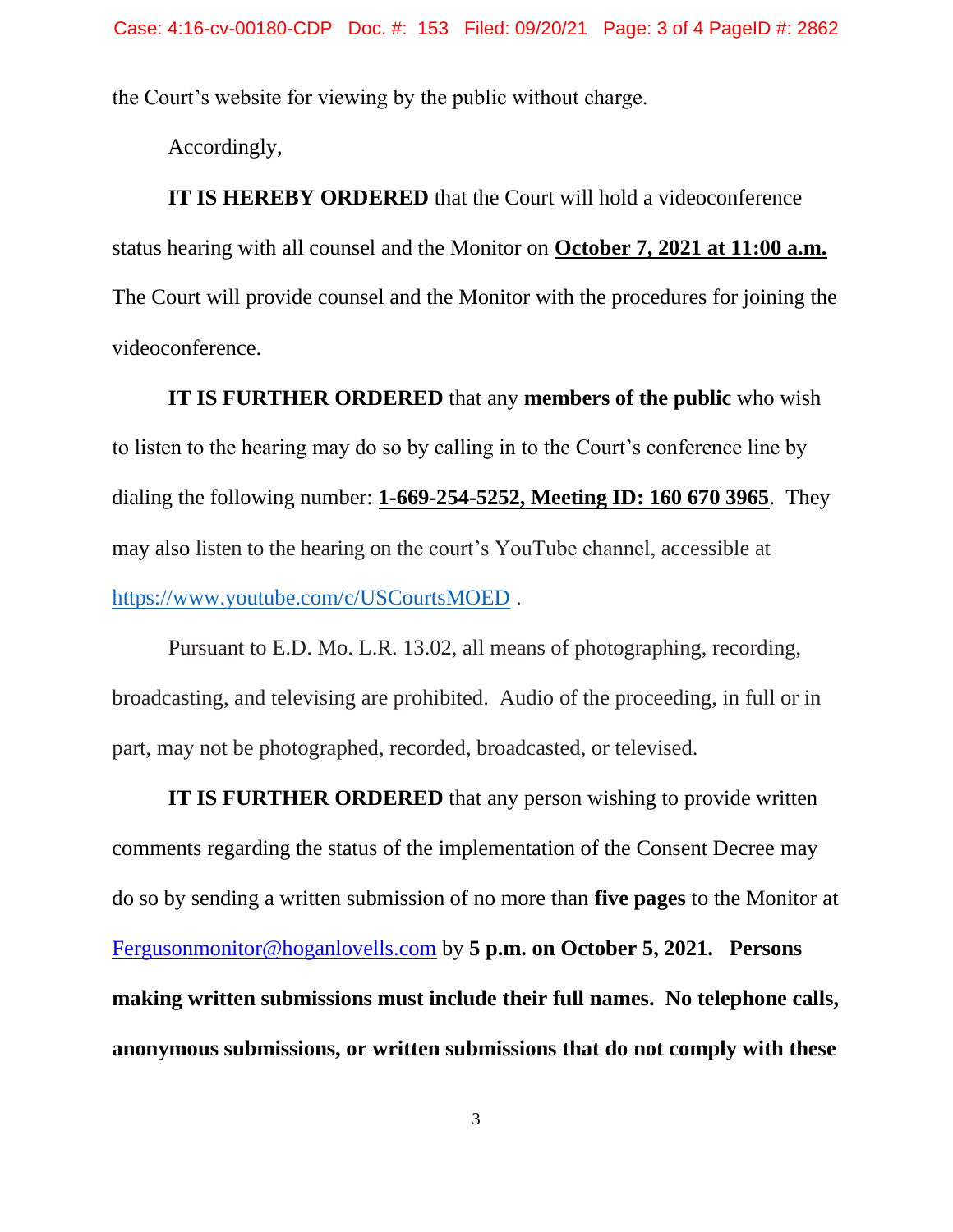the Court's website for viewing by the public without charge.

Accordingly,

**IT IS HEREBY ORDERED** that the Court will hold a videoconference status hearing with all counsel and the Monitor on **October 7, 2021 at 11:00 a.m.** The Court will provide counsel and the Monitor with the procedures for joining the videoconference.

**IT IS FURTHER ORDERED** that any **members of the public** who wish to listen to the hearing may do so by calling in to the Court's conference line by dialing the following number: **1-669-254-5252, Meeting ID: 160 670 3965**. They may also listen to the hearing on the court's YouTube channel, accessible at https://www.youtube.com/c/USCourtsMOED .

Pursuant to E.D. Mo. L.R. 13.02, all means of photographing, recording, broadcasting, and televising are prohibited. Audio of the proceeding, in full or in part, may not be photographed, recorded, broadcasted, or televised.

**IT IS FURTHER ORDERED** that any person wishing to provide written comments regarding the status of the implementation of the Consent Decree may do so by sending a written submission of no more than **five pages** to the Monitor at Fergusonmonitor@hoganlovells.com by **5 p.m. on October 5, 2021. Persons making written submissions must include their full names. No telephone calls, anonymous submissions, or written submissions that do not comply with these**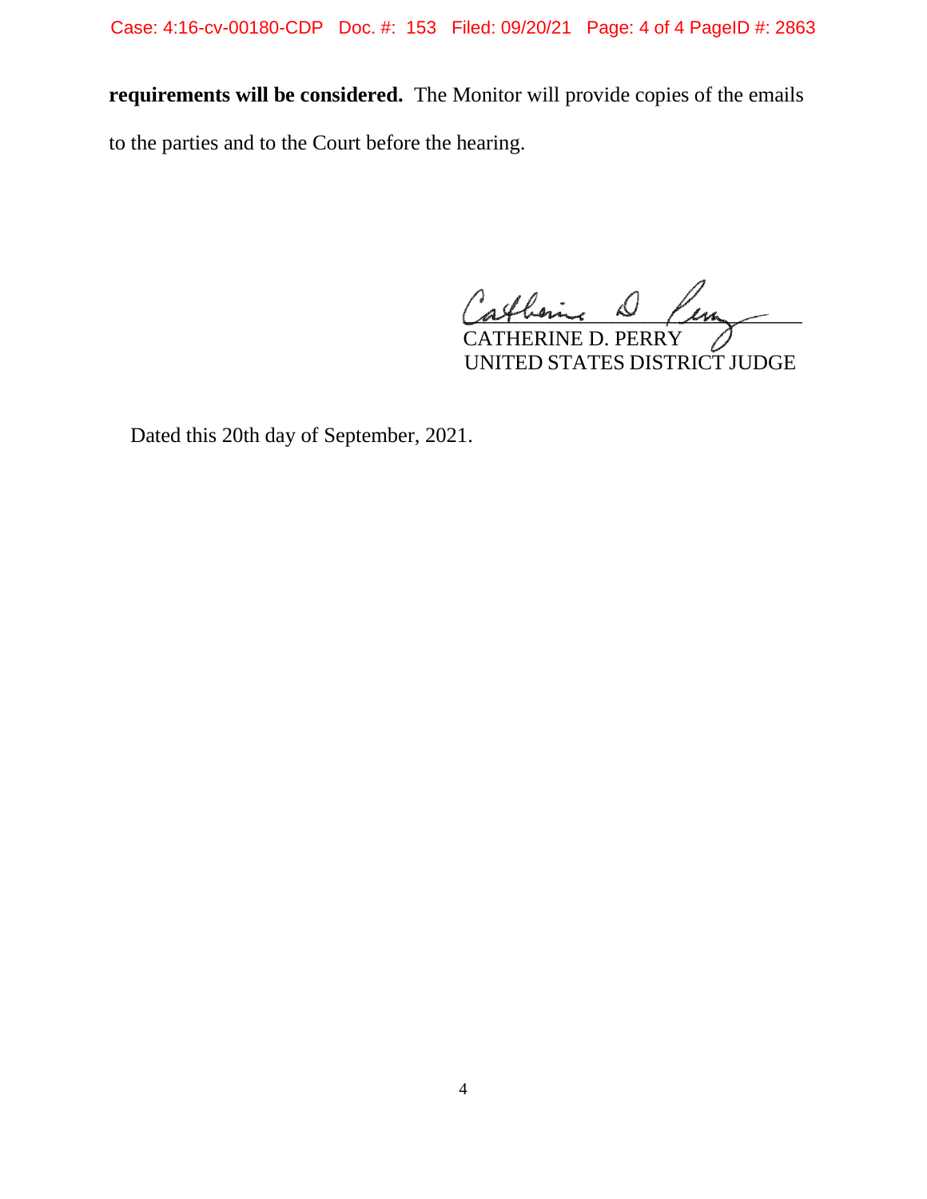**requirements will be considered.** The Monitor will provide copies of the emails to the parties and to the Court before the hearing.

CATHERINE D. PERRY
UNITED STATES DISTRICT JUDGE

Dated this 20th day of September, 2021.